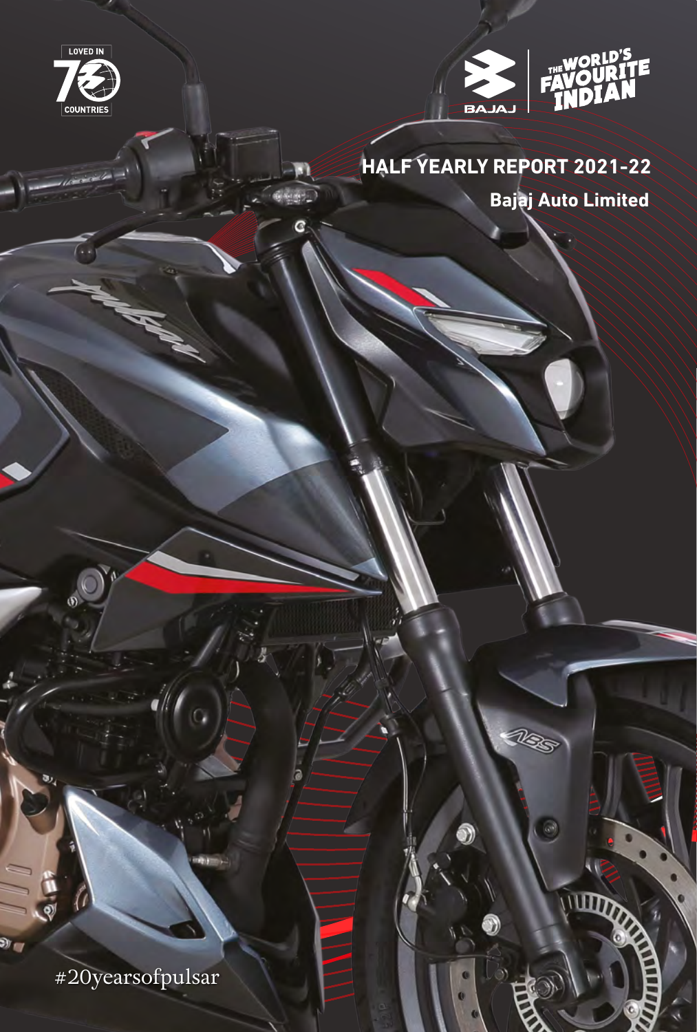LOVED IN 70 COUNTRIES

BAJAJ

THE WORLD'S FAVOURITE INDIAN

# HALF YEARLY REPORT 2021-22

**Bajaj Auto Limited**

#20yearsofpulsar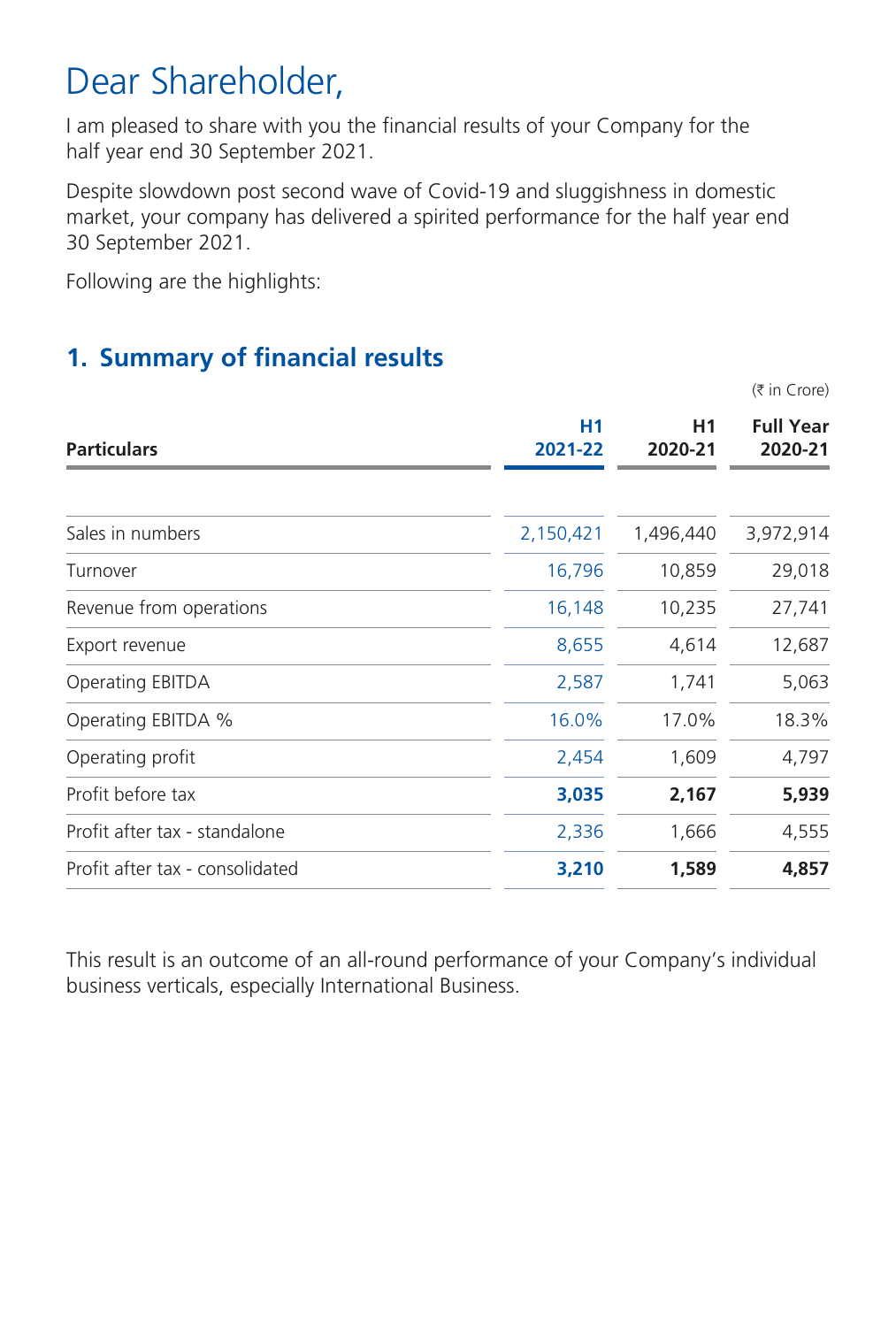# Dear Shareholder,

I am pleased to share with you the financial results of your Company for the half year end 30 September 2021.

Despite slowdown post second wave of Covid-19 and sluggishness in domestic market, your company has delivered a spirited performance for the half year end 30 September 2021.

Following are the highlights:

## 1. Summary of financial results

(₹ in Crore)

| Particulars | H1 2021-22 | H1 2020-21 | Full Year 2020-21 |
|---|---|---|---|
| Sales in numbers | 2,150,421 | 1,496,440 | 3,972,914 |
| Turnover | 16,796 | 10,859 | 29,018 |
| Revenue from operations | 16,148 | 10,235 | 27,741 |
| Export revenue | 8,655 | 4,614 | 12,687 |
| Operating EBITDA | 2,587 | 1,741 | 5,063 |
| Operating EBITDA % | 16.0% | 17.0% | 18.3% |
| Operating profit | 2,454 | 1,609 | 4,797 |
| Profit before tax | **3,035** | **2,167** | **5,939** |
| Profit after tax - standalone | 2,336 | 1,666 | 4,555 |
| Profit after tax - consolidated | **3,210** | **1,589** | **4,857** |

This result is an outcome of an all-round performance of your Company's individual business verticals, especially International Business.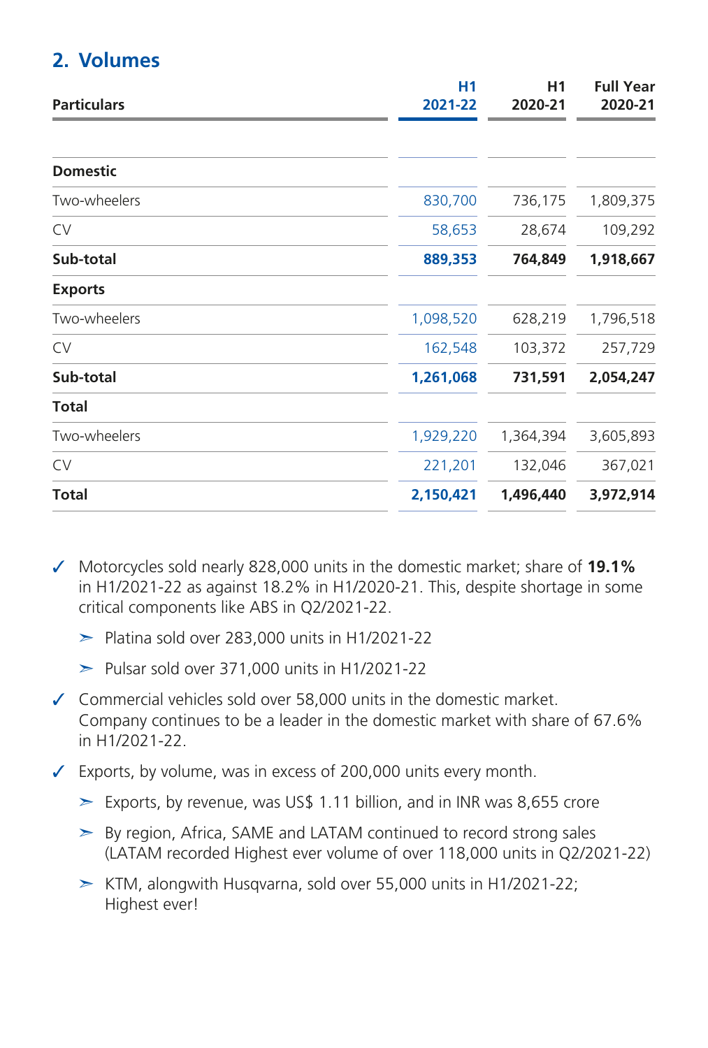## 2. Volumes

| Particulars | H1 2021-22 | H1 2020-21 | Full Year 2020-21 |
|---|---|---|---|
| **Domestic** | | | |
| Two-wheelers | 830,700 | 736,175 | 1,809,375 |
| CV | 58,653 | 28,674 | 109,292 |
| **Sub-total** | **889,353** | **764,849** | **1,918,667** |
| **Exports** | | | |
| Two-wheelers | 1,098,520 | 628,219 | 1,796,518 |
| CV | 162,548 | 103,372 | 257,729 |
| **Sub-total** | **1,261,068** | **731,591** | **2,054,247** |
| **Total** | | | |
| Two-wheelers | 1,929,220 | 1,364,394 | 3,605,893 |
| CV | 221,201 | 132,046 | 367,021 |
| **Total** | **2,150,421** | **1,496,440** | **3,972,914** |

- ✓ Motorcycles sold nearly 828,000 units in the domestic market; share of **19.1%** in H1/2021-22 as against 18.2% in H1/2020-21. This, despite shortage in some critical components like ABS in Q2/2021-22.
  - ➢ Platina sold over 283,000 units in H1/2021-22
  - ➢ Pulsar sold over 371,000 units in H1/2021-22
- ✓ Commercial vehicles sold over 58,000 units in the domestic market. Company continues to be a leader in the domestic market with share of 67.6% in H1/2021-22.
- ✓ Exports, by volume, was in excess of 200,000 units every month.
  - ➢ Exports, by revenue, was US$ 1.11 billion, and in INR was 8,655 crore
  - ➢ By region, Africa, SAME and LATAM continued to record strong sales (LATAM recorded Highest ever volume of over 118,000 units in Q2/2021-22)
  - ➢ KTM, alongwith Husqvarna, sold over 55,000 units in H1/2021-22; Highest ever!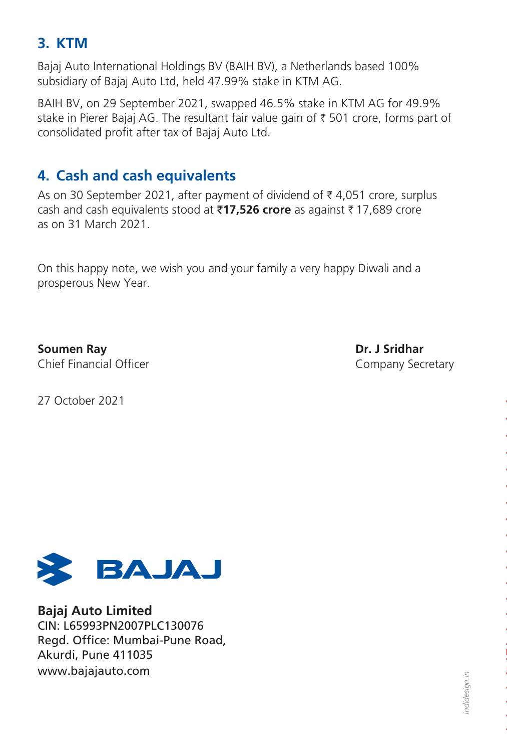## 3. KTM

Bajaj Auto International Holdings BV (BAIH BV), a Netherlands based 100% subsidiary of Bajaj Auto Ltd, held 47.99% stake in KTM AG.

BAIH BV, on 29 September 2021, swapped 46.5% stake in KTM AG for 49.9% stake in Pierer Bajaj AG. The resultant fair value gain of ₹ 501 crore, forms part of consolidated profit after tax of Bajaj Auto Ltd.

## 4. Cash and cash equivalents

As on 30 September 2021, after payment of dividend of ₹ 4,051 crore, surplus cash and cash equivalents stood at **₹17,526 crore** as against ₹ 17,689 crore as on 31 March 2021.

On this happy note, we wish you and your family a very happy Diwali and a prosperous New Year.

**Soumen Ray**
Chief Financial Officer

**Dr. J Sridhar**
Company Secretary

27 October 2021

BAJAJ

**Bajaj Auto Limited**
CIN: L65993PN2007PLC130076
Regd. Office: Mumbai-Pune Road,
Akurdi, Pune 411035
www.bajajauto.com

*indidesign.in*